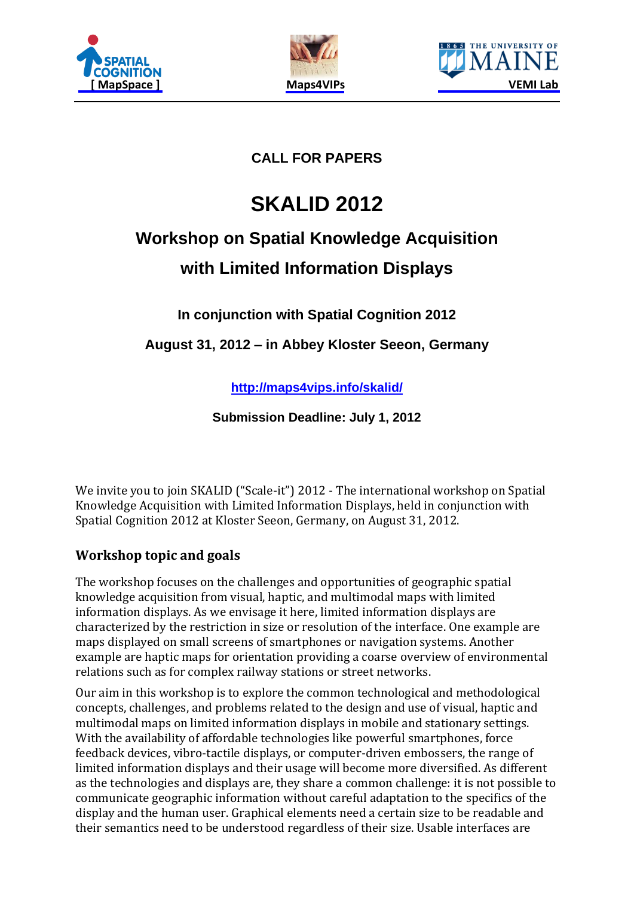SPATIAL COGNITION [ MapSpace ]

Maps4VIPs

THE UNIVERSITY OF MAINE VEMI Lab

**CALL FOR PAPERS**

# SKALID 2012

## Workshop on Spatial Knowledge Acquisition with Limited Information Displays

**In conjunction with Spatial Cognition 2012**

**August 31, 2012 – in Abbey Kloster Seeon, Germany**

**http://maps4vips.info/skalid/**

**Submission Deadline: July 1, 2012**

We invite you to join SKALID ("Scale-it") 2012 - The international workshop on Spatial Knowledge Acquisition with Limited Information Displays, held in conjunction with Spatial Cognition 2012 at Kloster Seeon, Germany, on August 31, 2012.

### Workshop topic and goals

The workshop focuses on the challenges and opportunities of geographic spatial knowledge acquisition from visual, haptic, and multimodal maps with limited information displays. As we envisage it here, limited information displays are characterized by the restriction in size or resolution of the interface. One example are maps displayed on small screens of smartphones or navigation systems. Another example are haptic maps for orientation providing a coarse overview of environmental relations such as for complex railway stations or street networks.

Our aim in this workshop is to explore the common technological and methodological concepts, challenges, and problems related to the design and use of visual, haptic and multimodal maps on limited information displays in mobile and stationary settings. With the availability of affordable technologies like powerful smartphones, force feedback devices, vibro-tactile displays, or computer-driven embossers, the range of limited information displays and their usage will become more diversified. As different as the technologies and displays are, they share a common challenge: it is not possible to communicate geographic information without careful adaptation to the specifics of the display and the human user. Graphical elements need a certain size to be readable and their semantics need to be understood regardless of their size. Usable interfaces are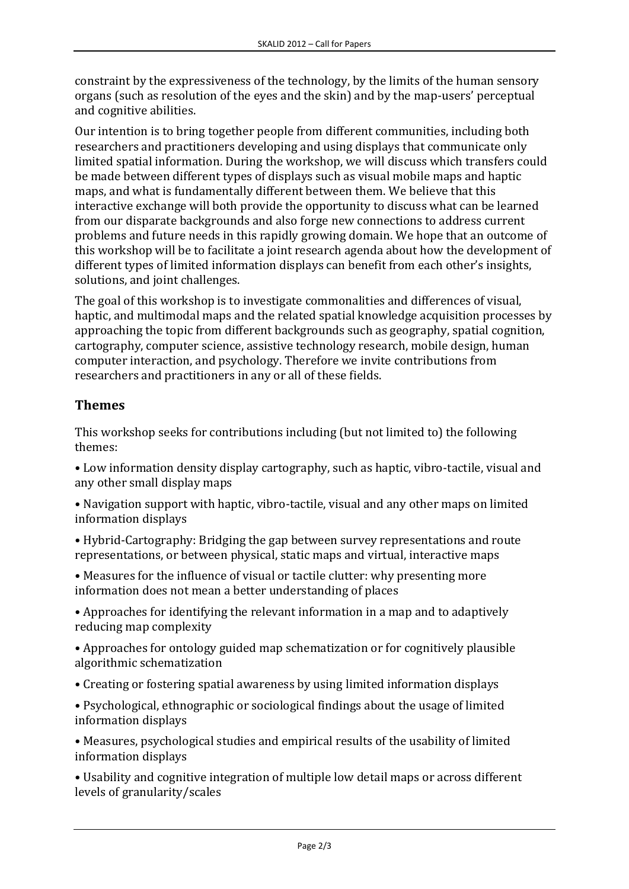constraint by the expressiveness of the technology, by the limits of the human sensory organs (such as resolution of the eyes and the skin) and by the map-users' perceptual and cognitive abilities.

Our intention is to bring together people from different communities, including both researchers and practitioners developing and using displays that communicate only limited spatial information. During the workshop, we will discuss which transfers could be made between different types of displays such as visual mobile maps and haptic maps, and what is fundamentally different between them. We believe that this interactive exchange will both provide the opportunity to discuss what can be learned from our disparate backgrounds and also forge new connections to address current problems and future needs in this rapidly growing domain. We hope that an outcome of this workshop will be to facilitate a joint research agenda about how the development of different types of limited information displays can benefit from each other's insights, solutions, and joint challenges.

The goal of this workshop is to investigate commonalities and differences of visual, haptic, and multimodal maps and the related spatial knowledge acquisition processes by approaching the topic from different backgrounds such as geography, spatial cognition, cartography, computer science, assistive technology research, mobile design, human computer interaction, and psychology. Therefore we invite contributions from researchers and practitioners in any or all of these fields.

## Themes

This workshop seeks for contributions including (but not limited to) the following themes:

- Low information density display cartography, such as haptic, vibro-tactile, visual and any other small display maps
- Navigation support with haptic, vibro-tactile, visual and any other maps on limited information displays
- Hybrid-Cartography: Bridging the gap between survey representations and route representations, or between physical, static maps and virtual, interactive maps
- Measures for the influence of visual or tactile clutter: why presenting more information does not mean a better understanding of places
- Approaches for identifying the relevant information in a map and to adaptively reducing map complexity
- Approaches for ontology guided map schematization or for cognitively plausible algorithmic schematization
- Creating or fostering spatial awareness by using limited information displays
- Psychological, ethnographic or sociological findings about the usage of limited information displays
- Measures, psychological studies and empirical results of the usability of limited information displays
- Usability and cognitive integration of multiple low detail maps or across different levels of granularity/scales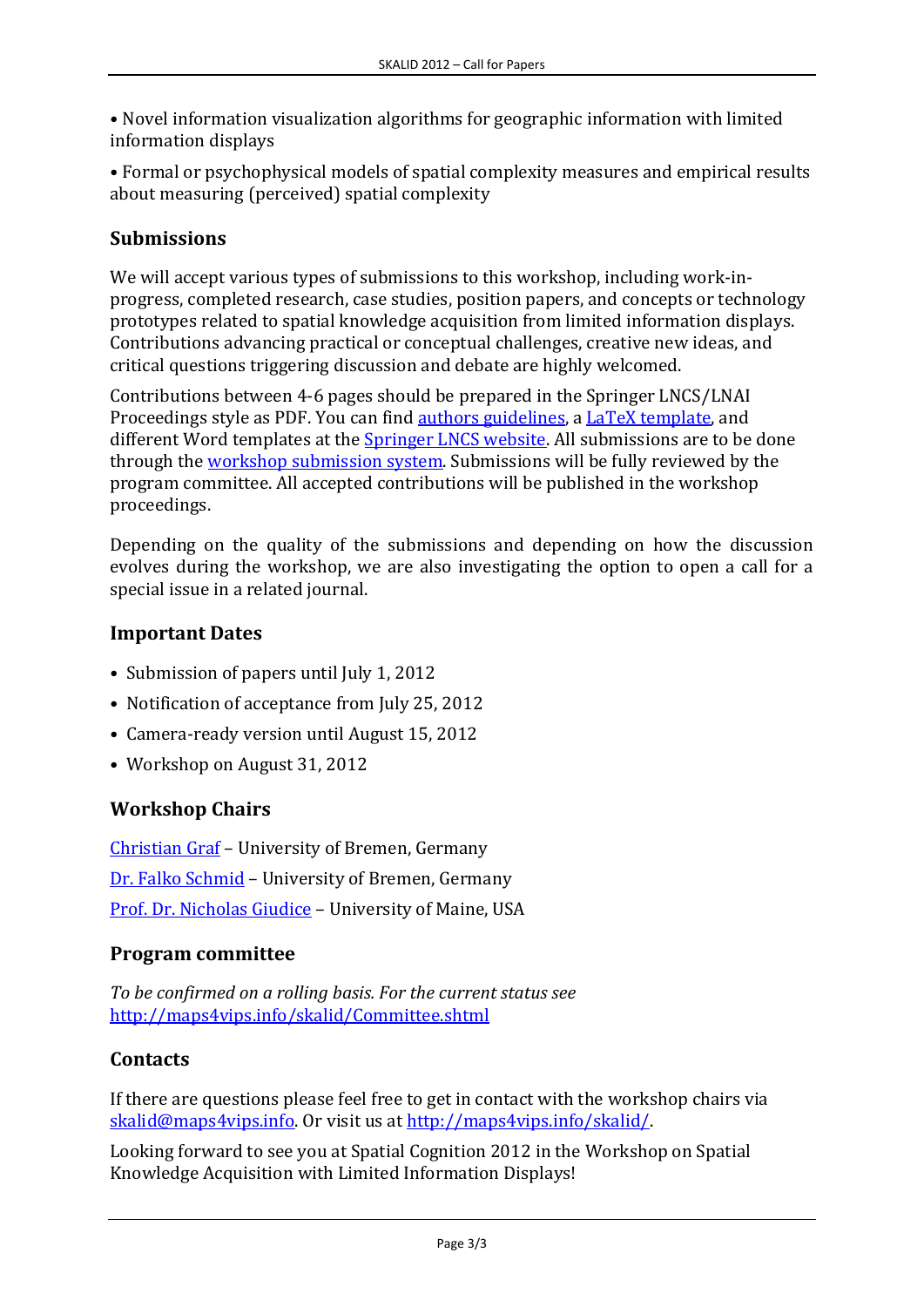• Novel information visualization algorithms for geographic information with limited information displays

• Formal or psychophysical models of spatial complexity measures and empirical results about measuring (perceived) spatial complexity

## Submissions

We will accept various types of submissions to this workshop, including work-in-progress, completed research, case studies, position papers, and concepts or technology prototypes related to spatial knowledge acquisition from limited information displays. Contributions advancing practical or conceptual challenges, creative new ideas, and critical questions triggering discussion and debate are highly welcomed.

Contributions between 4-6 pages should be prepared in the Springer LNCS/LNAI Proceedings style as PDF. You can find authors guidelines, a LaTeX template, and different Word templates at the Springer LNCS website. All submissions are to be done through the workshop submission system. Submissions will be fully reviewed by the program committee. All accepted contributions will be published in the workshop proceedings.

Depending on the quality of the submissions and depending on how the discussion evolves during the workshop, we are also investigating the option to open a call for a special issue in a related journal.

## Important Dates

- Submission of papers until July 1, 2012
- Notification of acceptance from July 25, 2012
- Camera-ready version until August 15, 2012
- Workshop on August 31, 2012

## Workshop Chairs

Christian Graf – University of Bremen, Germany

Dr. Falko Schmid – University of Bremen, Germany

Prof. Dr. Nicholas Giudice – University of Maine, USA

## Program committee

*To be confirmed on a rolling basis. For the current status see* http://maps4vips.info/skalid/Committee.shtml

## Contacts

If there are questions please feel free to get in contact with the workshop chairs via skalid@maps4vips.info. Or visit us at http://maps4vips.info/skalid/.

Looking forward to see you at Spatial Cognition 2012 in the Workshop on Spatial Knowledge Acquisition with Limited Information Displays!